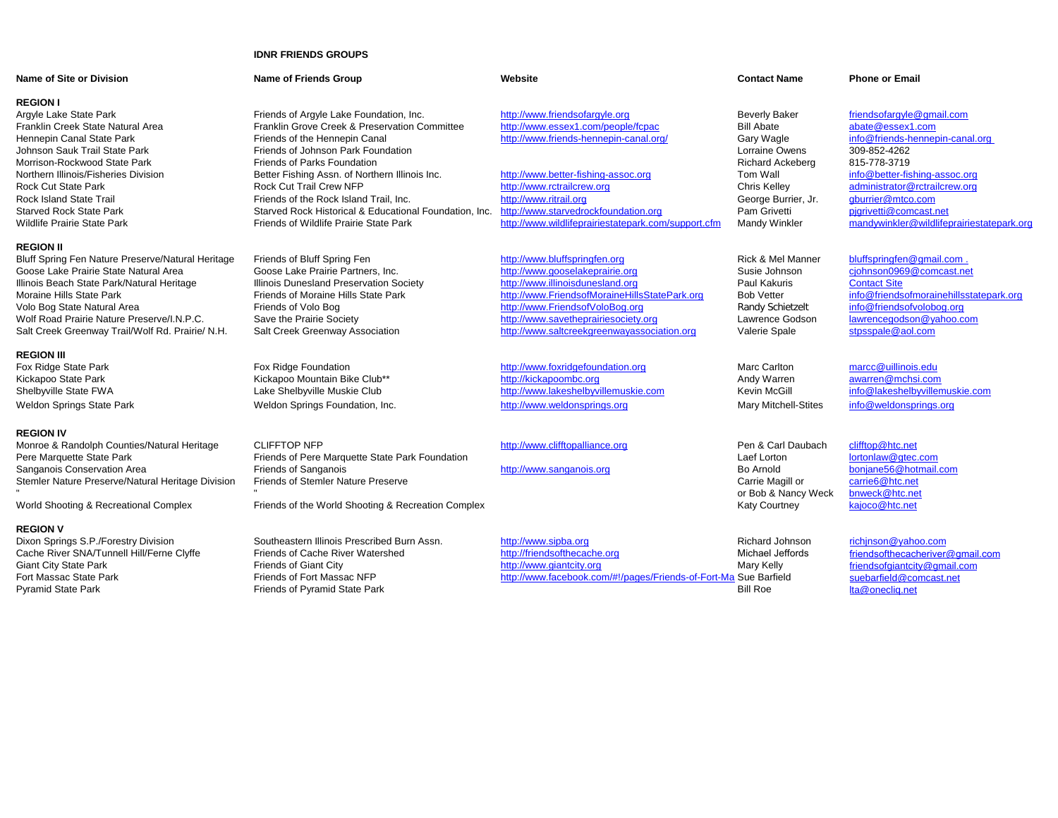**IDNR FRIENDS GROUPS**

| Name of Site or Division | Name of Friends Group | Website | Contact Name | Phone or Email |
|---|---|---|---|---|
| **REGION I** | | | | |
| Argyle Lake State Park | Friends of Argyle Lake Foundation, Inc. | http://www.friendsofargyle.org | Beverly Baker | friendsofargyle@gmail.com |
| Franklin Creek State Natural Area | Franklin Grove Creek & Preservation Committee | http://www.essex1.com/people/fcpac | Bill Abate | abate@essex1.com |
| Hennepin Canal State Park | Friends of the Hennepin Canal | http://www.friends-hennepin-canal.org/ | Gary Wagle | info@friends-hennepin-canal.org |
| Johnson Sauk Trail State Park | Friends of Johnson Park Foundation | | Lorraine Owens | 309-852-4262 |
| Morrison-Rockwood State Park | Friends of Parks Foundation | | Richard Ackeberg | 815-778-3719 |
| Northern Illinois/Fisheries Division | Better Fishing Assn. of Northern Illinois Inc. | http://www.better-fishing-assoc.org | Tom Wall | info@better-fishing-assoc.org |
| Rock Cut State Park | Rock Cut Trail Crew NFP | http://www.rctrailcrew.org | Chris Kelley | administrator@rctrailcrew.org |
| Rock Island State Trail | Friends of the Rock Island Trail, Inc. | http://www.ritrail.org | George Burrier, Jr. | gburrier@mtco.com |
| Starved Rock State Park | Starved Rock Historical & Educational Foundation, Inc. | http://www.starvedrockfoundation.org | Pam Grivetti | pjgrivetti@comcast.net |
| Wildlife Prairie State Park | Friends of Wildlife Prairie State Park | http://www.wildlifeprairiestatepark.com/support.cfm | Mandy Winkler | mandywinkler@wildlifeprairiestatepark.org |
| **REGION II** | | | | |
| Bluff Spring Fen Nature Preserve/Natural Heritage | Friends of Bluff Spring Fen | http://www.bluffspringfen.org | Rick & Mel Manner | bluffspringfen@gmail.com . |
| Goose Lake Prairie State Natural Area | Goose Lake Prairie Partners, Inc. | http://www.gooselakeprairie.org | Susie Johnson | cjohnson0969@comcast.net |
| Illinois Beach State Park/Natural Heritage | Illinois Dunesland Preservation Society | http://www.illinoisdunesland.org | Paul Kakuris | Contact Site |
| Moraine Hills State Park | Friends of Moraine Hills State Park | http://www.FriendsofMoraineHillsStatePark.org | Bob Vetter | info@friendsofmorainehillsstatepark.org |
| Volo Bog State Natural Area | Friends of Volo Bog | http://www.FriendsofVoloBog.org | Randy Schietzelt | info@friendsofvolobog.org |
| Wolf Road Prairie Nature Preserve/I.N.P.C. | Save the Prairie Society | http://www.saveprairiesociety.org | Lawrence Godson | lawrencegodson@yahoo.com |
| Salt Creek Greenway Trail/Wolf Rd. Prairie/ N.H. | Salt Creek Greenway Association | http://www.saltcreekgreenwayassociation.org | Valerie Spale | stpsspale@aol.com |
| **REGION III** | | | | |
| Fox Ridge State Park | Fox Ridge Foundation | http://www.foxridgefoundation.org | Marc Carlton | marcc@uillinois.edu |
| Kickapoo State Park | Kickapoo Mountain Bike Club** | http://kickapoombc.org | Andy Warren | awarren@mchsi.com |
| Shelbyville State FWA | Lake Shelbyville Muskie Club | http://www.lakeshelbyvillemuskie.com | Kevin McGill | info@lakeshelbyvillemuskie.com |
| Weldon Springs State Park | Weldon Springs Foundation, Inc. | http://www.weldonsprings.org | Mary Mitchell-Stites | info@weldonsprings.org |
| **REGION IV** | | | | |
| Monroe & Randolph Counties/Natural Heritage | CLIFFTOP NFP | http://www.clifftopalliance.org | Pen & Carl Daubach | clifftop@htc.net |
| Pere Marquette State Park | Friends of Pere Marquette State Park Foundation | | Laef Lorton | lortonlaw@gtec.com |
| Sanganois Conservation Area | Friends of Sanganois | http://www.sanganois.org | Bo Arnold | bonjane56@hotmail.com |
| Stemler Nature Preserve/Natural Heritage Division | Friends of Stemler Nature Preserve | | Carrie Magill or | carrie6@htc.net |
| " | " | | or Bob & Nancy Weck | bnweck@htc.net |
| World Shooting & Recreational Complex | Friends of the World Shooting & Recreation Complex | | Katy Courtney | kajoco@htc.net |
| **REGION V** | | | | |
| Dixon Springs S.P./Forestry Division | Southeastern Illinois Prescribed Burn Assn. | http://www.sipba.org | Richard Johnson | richjnson@yahoo.com |
| Cache River SNA/Tunnell Hill/Ferne Clyffe | Friends of Cache River Watershed | http://friendsofthecache.org | Michael Jeffords | friendsofthecacheriver@gmail.com |
| Giant City State Park | Friends of Giant City | http://www.giantcity.org | Mary Kelly | friendsofgiantcity@gmail.com |
| Fort Massac State Park | Friends of Fort Massac NFP | http://www.facebook.com/#!/pages/Friends-of-Fort-Ma | Sue Barfield | suebarfield@comcast.net |
| Pyramid State Park | Friends of Pyramid State Park | | Bill Roe | lta@oneclig.net |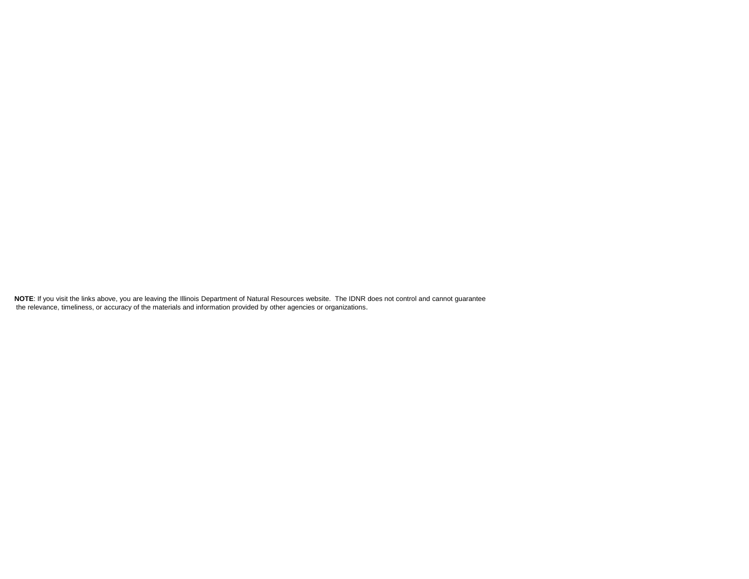**NOTE**: If you visit the links above, you are leaving the Illinois Department of Natural Resources website. The IDNR does not control and cannot guarantee the relevance, timeliness, or accuracy of the materials and information provided by other agencies or organizations.